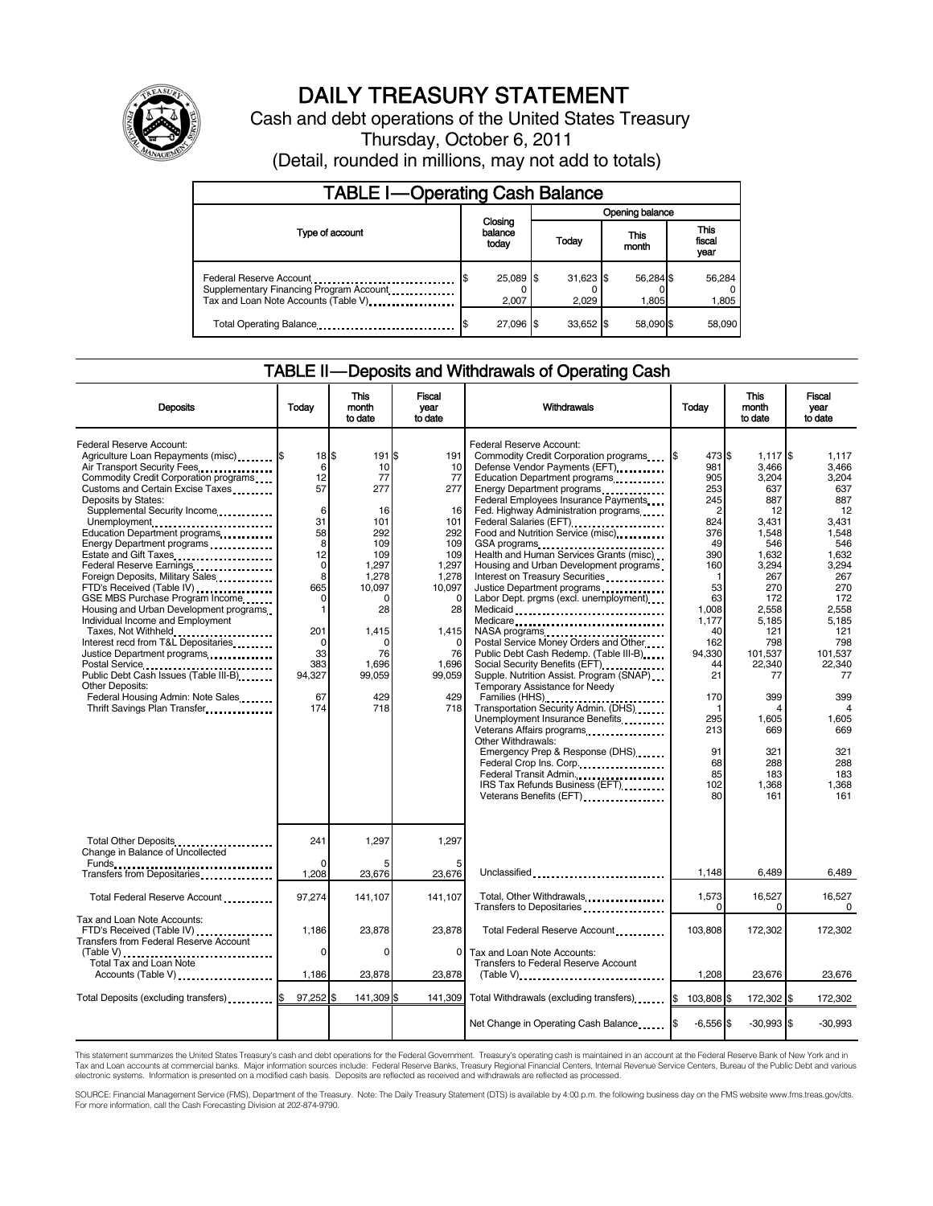# DAILY TREASURY STATEMENT

Cash and debt operations of the United States Treasury

Thursday, October 6, 2011

(Detail, rounded in millions, may not add to totals)

## TABLE I—Operating Cash Balance

| Type of account | Closing balance today | Opening balance Today | Opening balance This month | Opening balance This fiscal year |
|---|---|---|---|---|
| Federal Reserve Account | $ 25,089 | $ 31,623 | $ 56,284 | $ 56,284 |
| Supplementary Financing Program Account | 0 | 0 | 0 | 0 |
| Tax and Loan Note Accounts (Table V) | 2,007 | 2,029 | 1,805 | 1,805 |
| Total Operating Balance | $ 27,096 | $ 33,652 | $ 58,090 | $ 58,090 |

## TABLE II—Deposits and Withdrawals of Operating Cash

| Deposits | Today | This month to date | Fiscal year to date |
|---|---|---|---|
| Federal Reserve Account: | | | |
| Agriculture Loan Repayments (misc) | $ 18 | $ 191 | $ 191 |
| Air Transport Security Fees | 6 | 10 | 10 |
| Commodity Credit Corporation programs | 12 | 77 | 77 |
| Customs and Certain Excise Taxes | 57 | 277 | 277 |
| Deposits by States: | | | |
| Supplemental Security Income | 6 | 16 | 16 |
| Unemployment | 31 | 101 | 101 |
| Education Department programs | 58 | 292 | 292 |
| Energy Department programs | 8 | 109 | 109 |
| Estate and Gift Taxes | 12 | 109 | 109 |
| Federal Reserve Earnings | 0 | 1,297 | 1,297 |
| Foreign Deposits, Military Sales | 8 | 1,278 | 1,278 |
| FTD's Received (Table IV) | 665 | 10,097 | 10,097 |
| GSE MBS Purchase Program Income | 0 | 0 | 0 |
| Housing and Urban Development programs | 1 | 28 | 28 |
| Individual Income and Employment Taxes, Not Withheld | 201 | 1,415 | 1,415 |
| Interest recd from T&L Depositaries | 0 | 0 | 0 |
| Justice Department programs | 33 | 76 | 76 |
| Postal Service | 383 | 1,696 | 1,696 |
| Public Debt Cash Issues (Table III-B) | 94,327 | 99,059 | 99,059 |
| Other Deposits: | | | |
| Federal Housing Admin: Note Sales | 67 | 429 | 429 |
| Thrift Savings Plan Transfer | 174 | 718 | 718 |
| Total Other Deposits | 241 | 1,297 | 1,297 |
| Change in Balance of Uncollected Funds | 0 | 5 | 5 |
| Transfers from Depositaries | 1,208 | 23,676 | 23,676 |
| Total Federal Reserve Account | 97,274 | 141,107 | 141,107 |
| Tax and Loan Note Accounts: | | | |
| FTD's Received (Table IV) | 1,186 | 23,878 | 23,878 |
| Transfers from Federal Reserve Account (Table V) | 0 | 0 | 0 |
| Total Tax and Loan Note Accounts (Table V) | 1,186 | 23,878 | 23,878 |
| Total Deposits (excluding transfers) | $ 97,252 | $ 141,309 | $ 141,309 |

| Withdrawals | Today | This month to date | Fiscal year to date |
|---|---|---|---|
| Federal Reserve Account: | | | |
| Commodity Credit Corporation programs | $ 473 | $ 1,117 | $ 1,117 |
| Defense Vendor Payments (EFT) | 981 | 3,466 | 3,466 |
| Education Department programs | 905 | 3,204 | 3,204 |
| Energy Department programs | 253 | 637 | 637 |
| Federal Employees Insurance Payments | 245 | 887 | 887 |
| Fed. Highway Administration programs | 2 | 12 | 12 |
| Federal Salaries (EFT) | 824 | 3,431 | 3,431 |
| Food and Nutrition Service (misc) | 376 | 1,548 | 1,548 |
| GSA programs | 49 | 546 | 546 |
| Health and Human Services Grants (misc) | 390 | 1,632 | 1,632 |
| Housing and Urban Development programs | 160 | 3,294 | 3,294 |
| Interest on Treasury Securities | 1 | 267 | 267 |
| Justice Department programs | 53 | 270 | 270 |
| Labor Dept. prgms (excl. unemployment) | 63 | 172 | 172 |
| Medicaid | 1,008 | 2,558 | 2,558 |
| Medicare | 1,177 | 5,185 | 5,185 |
| NASA programs | 40 | 121 | 121 |
| Postal Service Money Orders and Other | 162 | 798 | 798 |
| Public Debt Cash Redemp. (Table III-B) | 94,330 | 101,537 | 101,537 |
| Social Security Benefits (EFT) | 44 | 22,340 | 22,340 |
| Supple. Nutrition Assist. Program (SNAP) | 21 | 77 | 77 |
| Temporary Assistance for Needy Families (HHS) | 170 | 399 | 399 |
| Transportation Security Admin. (DHS) | 1 | 4 | 4 |
| Unemployment Insurance Benefits | 295 | 1,605 | 1,605 |
| Veterans Affairs programs | 213 | 669 | 669 |
| Other Withdrawals: | | | |
| Emergency Prep & Response (DHS) | 91 | 321 | 321 |
| Federal Crop Ins. Corp. | 68 | 288 | 288 |
| Federal Transit Admin. | 85 | 183 | 183 |
| IRS Tax Refunds Business (EFT) | 102 | 1,368 | 1,368 |
| Veterans Benefits (EFT) | 80 | 161 | 161 |
| Unclassified | 1,148 | 6,489 | 6,489 |
| Total, Other Withdrawals | 1,573 | 16,527 | 16,527 |
| Transfers to Depositaries | 0 | 0 | 0 |
| Total Federal Reserve Account | 103,808 | 172,302 | 172,302 |
| Tax and Loan Note Accounts: | | | |
| Transfers to Federal Reserve Account (Table V) | 1,208 | 23,676 | 23,676 |
| Total Withdrawals (excluding transfers) | $ 103,808 | $ 172,302 | $ 172,302 |
| Net Change in Operating Cash Balance | $ -6,556 | $ -30,993 | $ -30,993 |

This statement summarizes the United States Treasury's cash and debt operations for the Federal Government. Treasury's operating cash is maintained in an account at the Federal Reserve Bank of New York and in Tax and Loan accounts at commercial banks. Major information sources include: Federal Reserve Banks, Treasury Regional Financial Centers, Internal Revenue Service Centers, Bureau of the Public Debt and various electronic systems. Information is presented on a modified cash basis. Deposits are reflected as received and withdrawals are reflected as processed.

SOURCE: Financial Management Service (FMS), Department of the Treasury. Note: The Daily Treasury Statement (DTS) is available by 4:00 p.m. the following business day on the FMS website www.fms.treas.gov/dts. For more information, call the Cash Forecasting Division at 202-874-9790.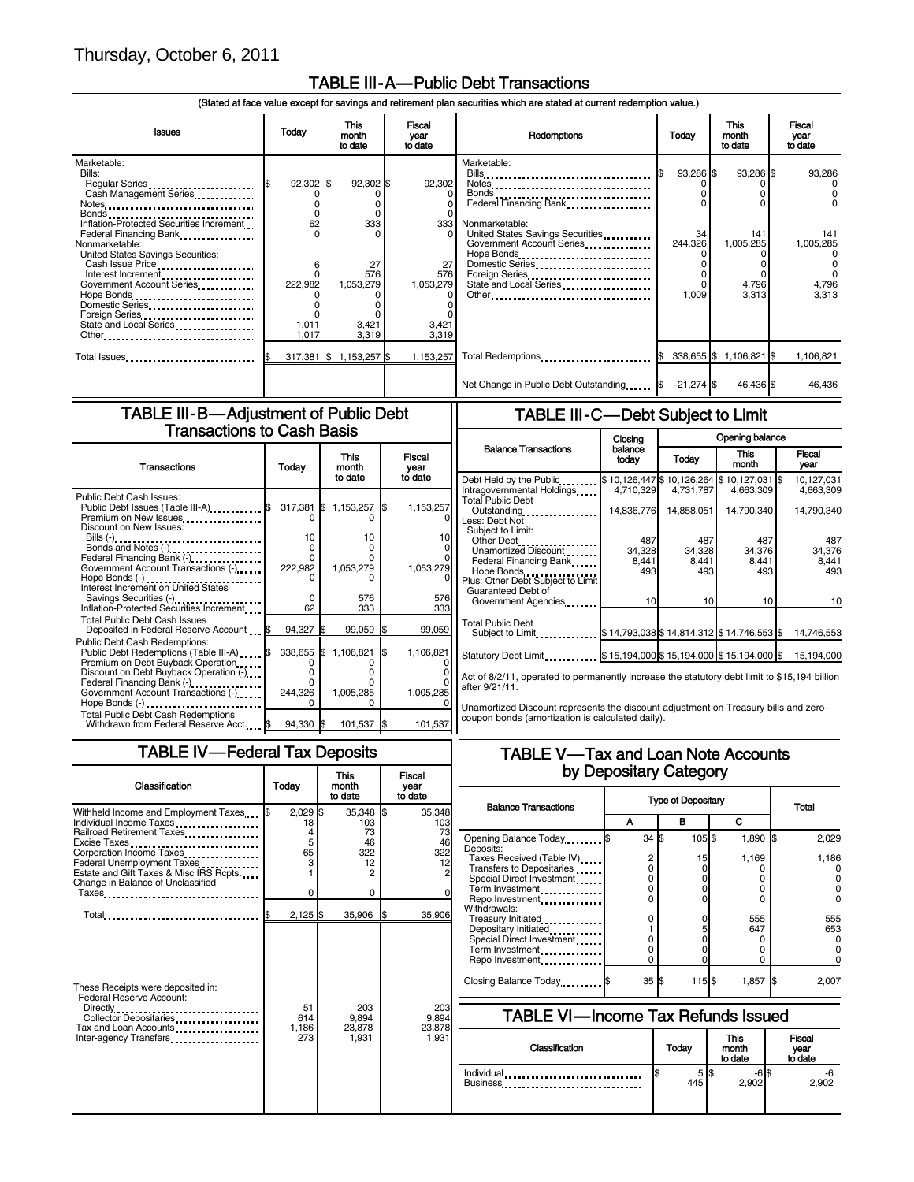Thursday, October 6, 2011

## TABLE III-A—Public Debt Transactions

(Stated at face value except for savings and retirement plan securities which are stated at current redemption value.)

| Issues | Today | This month to date | Fiscal year to date |
|---|---|---|---|
| Marketable: | | | |
| Bills: | | | |
| Regular Series | $ 92,302 | $ 92,302 | $ 92,302 |
| Cash Management Series | 0 | 0 | 0 |
| Notes | 0 | 0 | 0 |
| Bonds | 0 | 0 | 0 |
| Inflation-Protected Securities Increment | 62 | 333 | 333 |
| Federal Financing Bank | 0 | 0 | 0 |
| Nonmarketable: | | | |
| United States Savings Securities: | | | |
| Cash Issue Price | 6 | 27 | 27 |
| Interest Increment | 0 | 576 | 576 |
| Government Account Series | 222,982 | 1,053,279 | 1,053,279 |
| Hope Bonds | 0 | 0 | 0 |
| Domestic Series | 0 | 0 | 0 |
| Foreign Series | 0 | 0 | 0 |
| State and Local Series | 1,011 | 3,421 | 3,421 |
| Other | 1,017 | 3,319 | 3,319 |
| Total Issues | $ 317,381 | $ 1,153,257 | $ 1,153,257 |

| Redemptions | Today | This month to date | Fiscal year to date |
|---|---|---|---|
| Marketable: | | | |
| Bills | $ 93,286 | $ 93,286 | $ 93,286 |
| Notes | 0 | 0 | 0 |
| Bonds | 0 | 0 | 0 |
| Federal Financing Bank | 0 | 0 | 0 |
| Nonmarketable: | | | |
| United States Savings Securities | 34 | 141 | 141 |
| Government Account Series | 244,326 | 1,005,285 | 1,005,285 |
| Hope Bonds | 0 | 0 | 0 |
| Domestic Series | 0 | 0 | 0 |
| Foreign Series | 0 | 0 | 0 |
| State and Local Series | 0 | 4,796 | 4,796 |
| Other | 1,009 | 3,313 | 3,313 |
| Total Redemptions | $ 338,655 | $ 1,106,821 | $ 1,106,821 |
| Net Change in Public Debt Outstanding | $ -21,274 | $ 46,436 | $ 46,436 |

## TABLE III-B—Adjustment of Public Debt Transactions to Cash Basis

| Transactions | Today | This month to date | Fiscal year to date |
|---|---|---|---|
| Public Debt Cash Issues: | | | |
| Public Debt Issues (Table III-A) | $ 317,381 | $ 1,153,257 | $ 1,153,257 |
| Premium on New Issues | 0 | 0 | 0 |
| Discount on New Issues: | | | |
| Bills (-) | 10 | 10 | 10 |
| Bonds and Notes (-) | 0 | 0 | 0 |
| Federal Financing Bank (-) | 0 | 0 | 0 |
| Government Account Transactions (-) | 222,982 | 1,053,279 | 1,053,279 |
| Hope Bonds (-) | 0 | 0 | 0 |
| Interest Increment on United States Savings Securities (-) | 0 | 576 | 576 |
| Inflation-Protected Securities Increment | 62 | 333 | 333 |
| Total Public Debt Cash Issues Deposited in Federal Reserve Account | $ 94,327 | $ 99,059 | $ 99,059 |
| Public Debt Cash Redemptions: | | | |
| Public Debt Redemptions (Table III-A) | $ 338,655 | $ 1,106,821 | $ 1,106,821 |
| Premium on Debt Buyback Operation | 0 | 0 | 0 |
| Discount on Debt Buyback Operation (-) | 0 | 0 | 0 |
| Federal Financing Bank (-) | 0 | 0 | 0 |
| Government Account Transactions (-) | 244,326 | 1,005,285 | 1,005,285 |
| Hope Bonds (-) | 0 | 0 | 0 |
| Total Public Debt Cash Redemptions Withdrawn from Federal Reserve Acct. | $ 94,330 | $ 101,537 | $ 101,537 |

## TABLE III-C—Debt Subject to Limit

| Balance Transactions | Closing balance today | Opening balance Today | Opening balance This month | Opening balance Fiscal year |
|---|---|---|---|---|
| Debt Held by the Public | $ 10,126,447 | $ 10,126,264 | $ 10,127,031 | $ 10,127,031 |
| Intragovernmental Holdings | 4,710,329 | 4,731,787 | 4,663,309 | 4,663,309 |
| Total Public Debt Outstanding | 14,836,776 | 14,858,051 | 14,790,340 | 14,790,340 |
| Less: Debt Not Subject to Limit: | | | | |
| Other Debt | 487 | 487 | 487 | 487 |
| Unamortized Discount | 34,328 | 34,328 | 34,376 | 34,376 |
| Federal Financing Bank | 8,441 | 8,441 | 8,441 | 8,441 |
| Hope Bonds | 493 | 493 | 493 | 493 |
| Plus: Other Debt Subject to Limit Guaranteed Debt of Government Agencies | 10 | 10 | 10 | 10 |
| Total Public Debt Subject to Limit | $ 14,793,038 | $ 14,814,312 | $ 14,746,553 | $ 14,746,553 |
| Statutory Debt Limit | $ 15,194,000 | $ 15,194,000 | $ 15,194,000 | $ 15,194,000 |

Act of 8/2/11, operated to permanently increase the statutory debt limit to $15,194 billion after 9/21/11.

Unamortized Discount represents the discount adjustment on Treasury bills and zero-coupon bonds (amortization is calculated daily).

## TABLE IV—Federal Tax Deposits

| Classification | Today | This month to date | Fiscal year to date |
|---|---|---|---|
| Withheld Income and Employment Taxes | $ 2,029 | $ 35,348 | $ 35,348 |
| Individual Income Taxes | 18 | 103 | 103 |
| Railroad Retirement Taxes | 4 | 73 | 73 |
| Excise Taxes | 5 | 46 | 46 |
| Corporation Income Taxes | 65 | 322 | 322 |
| Federal Unemployment Taxes | 3 | 12 | 12 |
| Estate and Gift Taxes & Misc IRS Rcpts. | 1 | 2 | 2 |
| Change in Balance of Unclassified Taxes | 0 | 0 | 0 |
| Total | $ 2,125 | $ 35,906 | $ 35,906 |
| These Receipts were deposited in: | | | |
| Federal Reserve Account: | | | |
| Directly | 51 | 203 | 203 |
| Collector Depositaries | 614 | 9,894 | 9,894 |
| Tax and Loan Accounts | 1,186 | 23,878 | 23,878 |
| Inter-agency Transfers | 273 | 1,931 | 1,931 |

## TABLE V—Tax and Loan Note Accounts by Depositary Category

| Balance Transactions | Type of Depositary A | B | C | Total |
|---|---|---|---|---|
| Opening Balance Today | $ 34 | $ 105 | $ 1,890 | $ 2,029 |
| Deposits: | | | | |
| Taxes Received (Table IV) | 2 | 15 | 1,169 | 1,186 |
| Transfers to Depositaries | 0 | 0 | 0 | 0 |
| Special Direct Investment | 0 | 0 | 0 | 0 |
| Term Investment | 0 | 0 | 0 | 0 |
| Repo Investment | 0 | 0 | 0 | 0 |
| Withdrawals: | | | | |
| Treasury Initiated | 0 | 0 | 555 | 555 |
| Depositary Initiated | 1 | 5 | 647 | 653 |
| Special Direct Investment | 0 | 0 | 0 | 0 |
| Term Investment | 0 | 0 | 0 | 0 |
| Repo Investment | 0 | 0 | 0 | 0 |
| Closing Balance Today | $ 35 | $ 115 | $ 1,857 | $ 2,007 |

## TABLE VI—Income Tax Refunds Issued

| Classification | Today | This month to date | Fiscal year to date |
|---|---|---|---|
| Individual | $ 5 | $ -6 | $ -6 |
| Business | 445 | 2,902 | 2,902 |